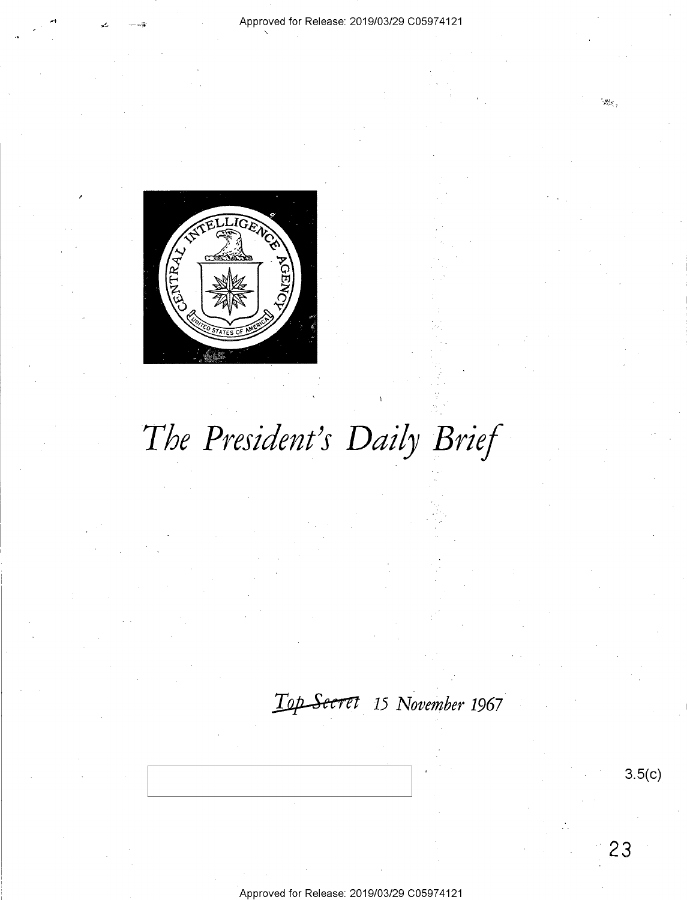# The President's Daily Brief

~~Top Secret~~ 15 November 1967

3.5(c)

23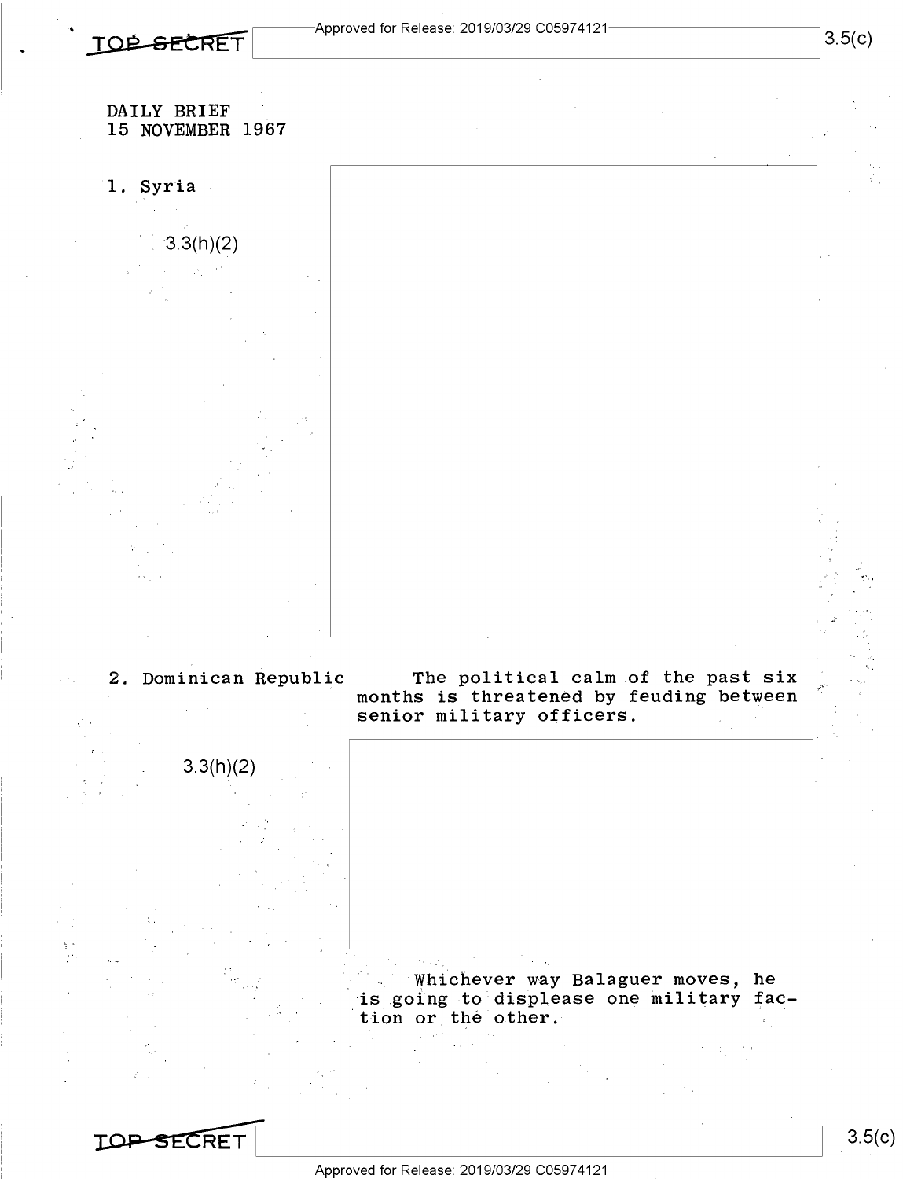TOP SECRET

3.5(c)

DAILY BRIEF
15 NOVEMBER 1967

1. Syria

3.3(h)(2)

2. Dominican Republic

The political calm of the past six months is threatened by feuding between senior military officers.

3.3(h)(2)

Whichever way Balaguer moves, he is going to displease one military faction or the other.

TOP SECRET

3.5(c)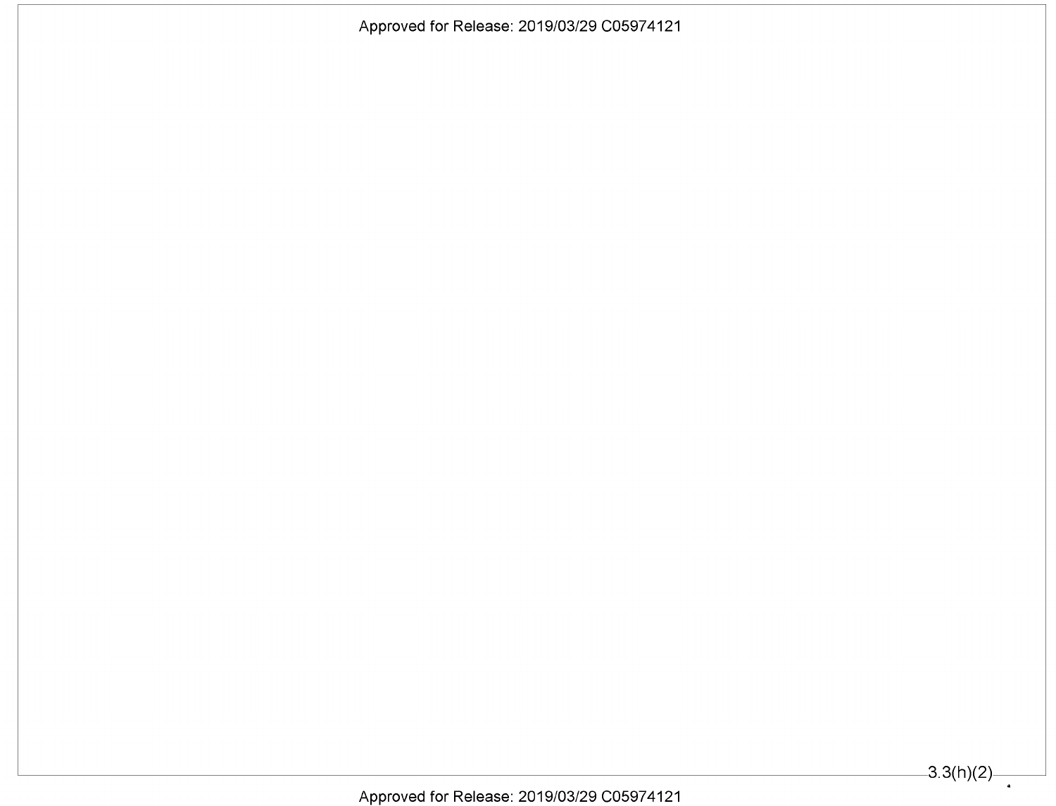3.3(h)(2)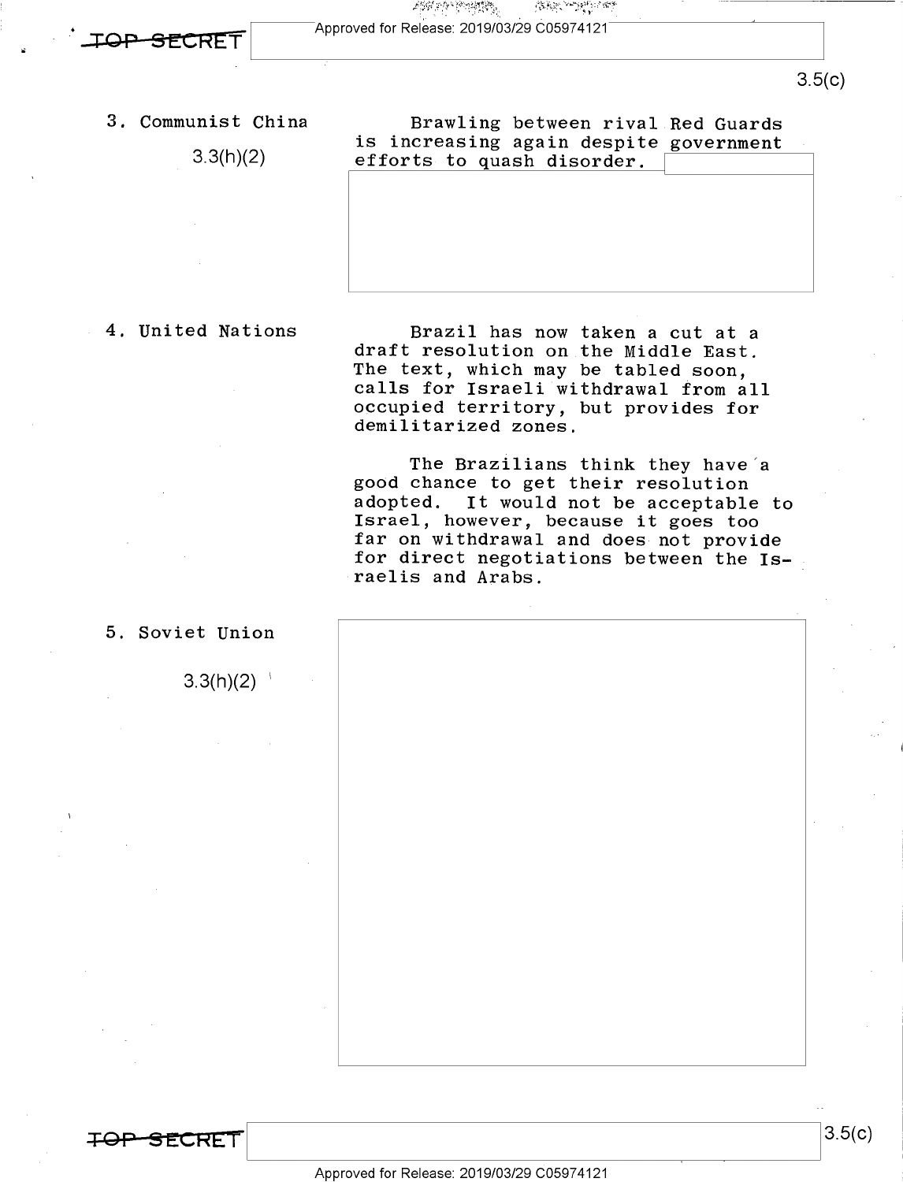3.5(c)

3. Communist China

3.3(h)(2)

Brawling between rival Red Guards is increasing again despite government efforts to quash disorder.

4. United Nations

Brazil has now taken a cut at a draft resolution on the Middle East. The text, which may be tabled soon, calls for Israeli withdrawal from all occupied territory, but provides for demilitarized zones.

The Brazilians think they have a good chance to get their resolution adopted. It would not be acceptable to Israel, however, because it goes too far on withdrawal and does not provide for direct negotiations between the Israelis and Arabs.

5. Soviet Union

3.3(h)(2)

3.5(c)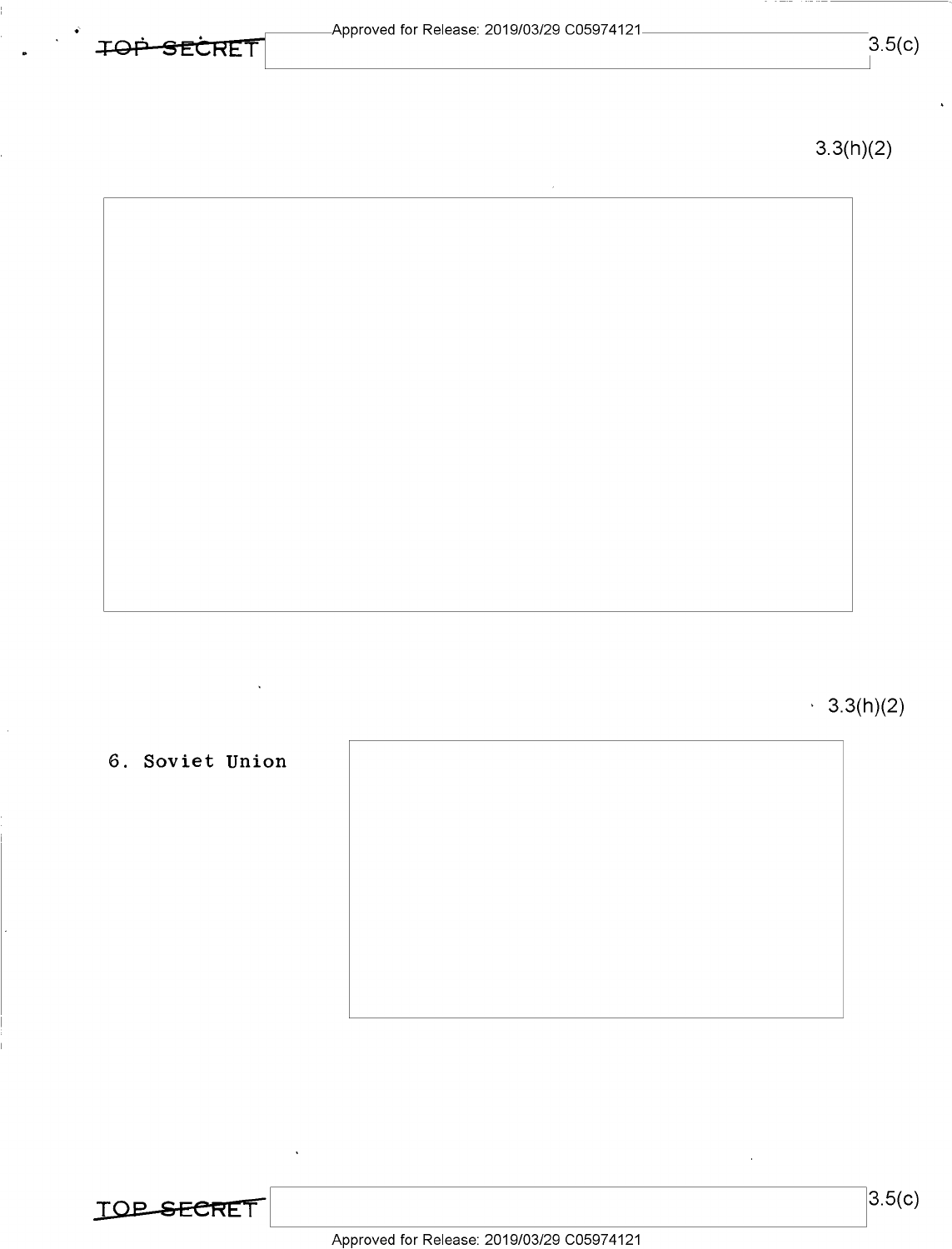3.3(h)(2)

3.3(h)(2)

6. Soviet Union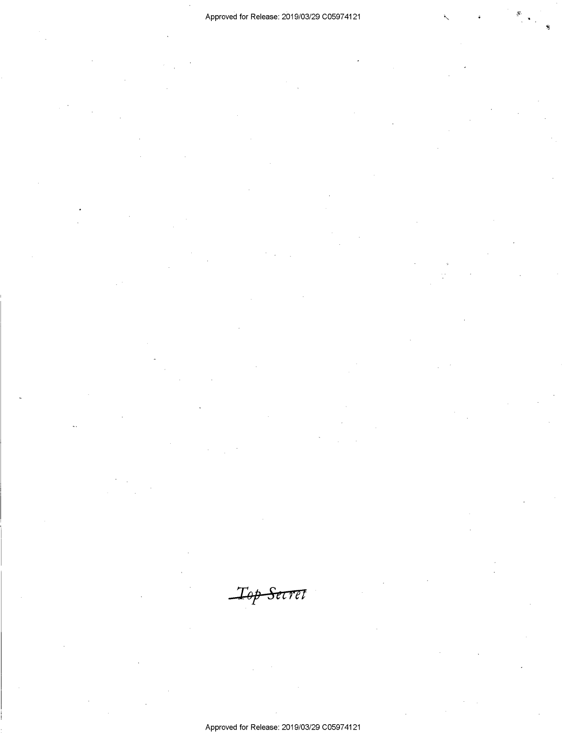~~Top Secret~~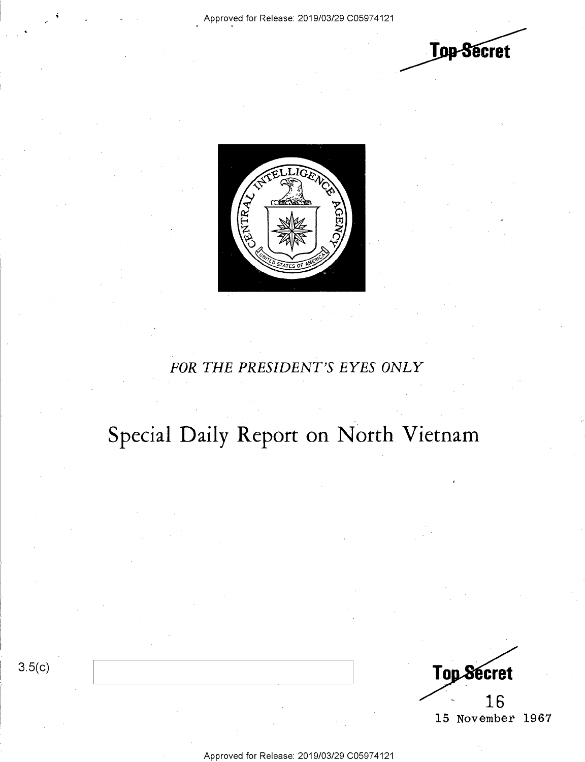Top Secret

FOR THE PRESIDENT'S EYES ONLY

# Special Daily Report on North Vietnam

3.5(c)

Top Secret

16

15 November 1967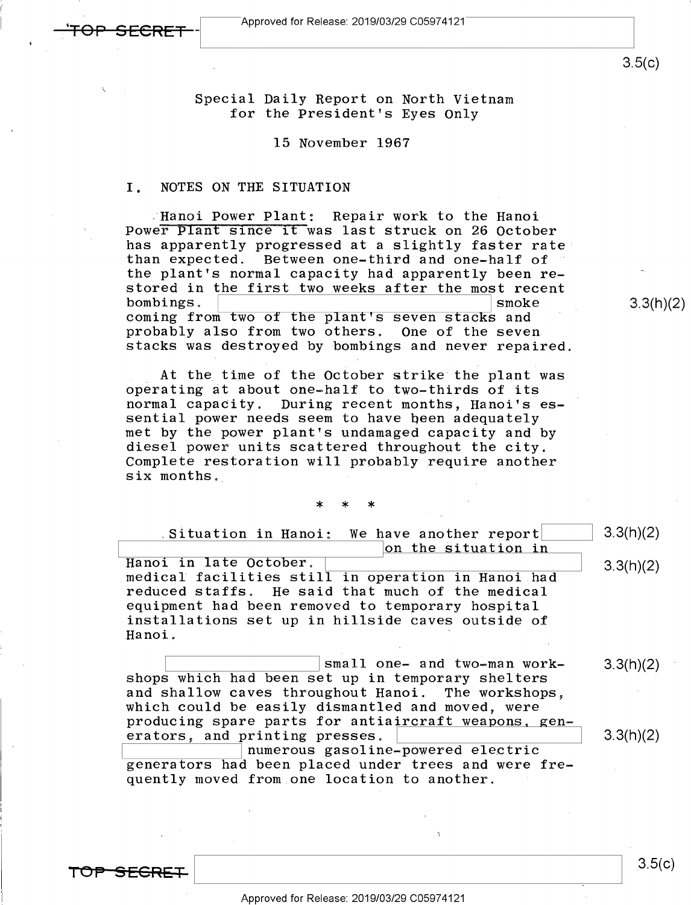TOP SECRET

Special Daily Report on North Vietnam
for the President's Eyes Only

15 November 1967

I. NOTES ON THE SITUATION

Hanoi Power Plant: Repair work to the Hanoi Power Plant since it was last struck on 26 October has apparently progressed at a slightly faster rate than expected. Between one-third and one-half of the plant's normal capacity had apparently been restored in the first two weeks after the most recent bombings. [redacted] smoke coming from two of the plant's seven stacks and probably also from two others. One of the seven stacks was destroyed by bombings and never repaired.

3.3(h)(2)

At the time of the October strike the plant was operating at about one-half to two-thirds of its normal capacity. During recent months, Hanoi's essential power needs seem to have been adequately met by the power plant's undamaged capacity and by diesel power units scattered throughout the city. Complete restoration will probably require another six months.

\* \* \*

Situation in Hanoi: We have another report [redacted] on the situation in Hanoi in late October. [redacted] medical facilities still in operation in Hanoi had reduced staffs. He said that much of the medical equipment had been removed to temporary hospital installations set up in hillside caves outside of Hanoi.

3.3(h)(2)
3.3(h)(2)

[redacted] small one- and two-man workshops which had been set up in temporary shelters and shallow caves throughout Hanoi. The workshops, which could be easily dismantled and moved, were producing spare parts for antiaircraft weapons, generators, and printing presses. [redacted] numerous gasoline-powered electric generators had been placed under trees and were frequently moved from one location to another.

3.3(h)(2)
3.3(h)(2)

TOP SECRET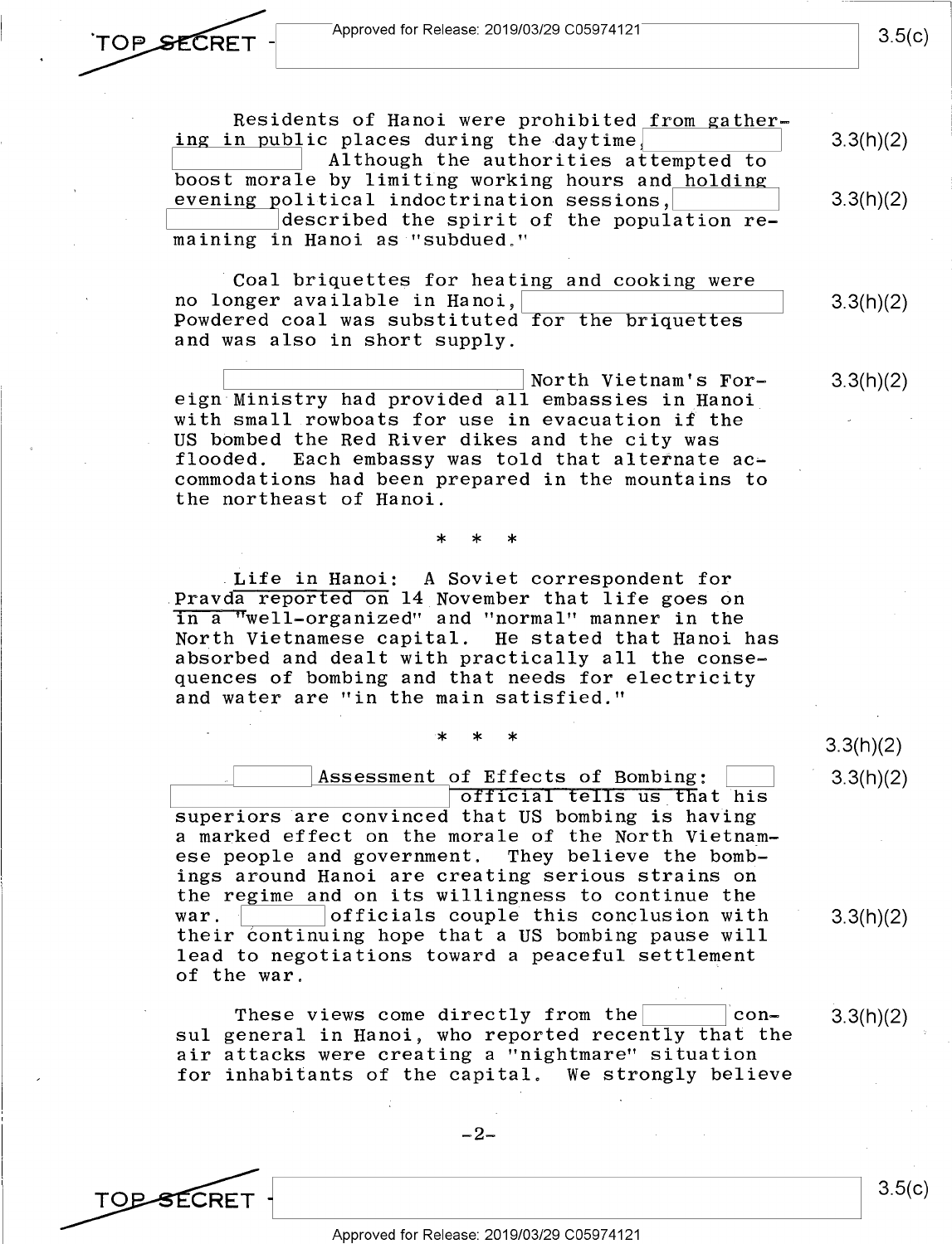Residents of Hanoi were prohibited from gathering in public places during the daytime, [redacted] Although the authorities attempted to boost morale by limiting working hours and holding evening political indoctrination sessions, [redacted] described the spirit of the population remaining in Hanoi as "subdued."

Coal briquettes for heating and cooking were no longer available in Hanoi, [redacted] Powdered coal was substituted for the briquettes and was also in short supply.

[redacted] North Vietnam's Foreign Ministry had provided all embassies in Hanoi with small rowboats for use in evacuation if the US bombed the Red River dikes and the city was flooded. Each embassy was told that alternate accommodations had been prepared in the mountains to the northeast of Hanoi.

\* \* \*

**Life in Hanoi:** A Soviet correspondent for Pravda reported on 14 November that life goes on in a "well-organized" and "normal" manner in the North Vietnamese capital. He stated that Hanoi has absorbed and dealt with practically all the consequences of bombing and that needs for electricity and water are "in the main satisfied."

\* \* \*

[redacted] **Assessment of Effects of Bombing:** [redacted] official tells us that his superiors are convinced that US bombing is having a marked effect on the morale of the North Vietnamese people and government. They believe the bombings around Hanoi are creating serious strains on the regime and on its willingness to continue the war. [redacted] officials couple this conclusion with their continuing hope that a US bombing pause will lead to negotiations toward a peaceful settlement of the war.

These views come directly from the [redacted] consul general in Hanoi, who reported recently that the air attacks were creating a "nightmare" situation for inhabitants of the capital. We strongly believe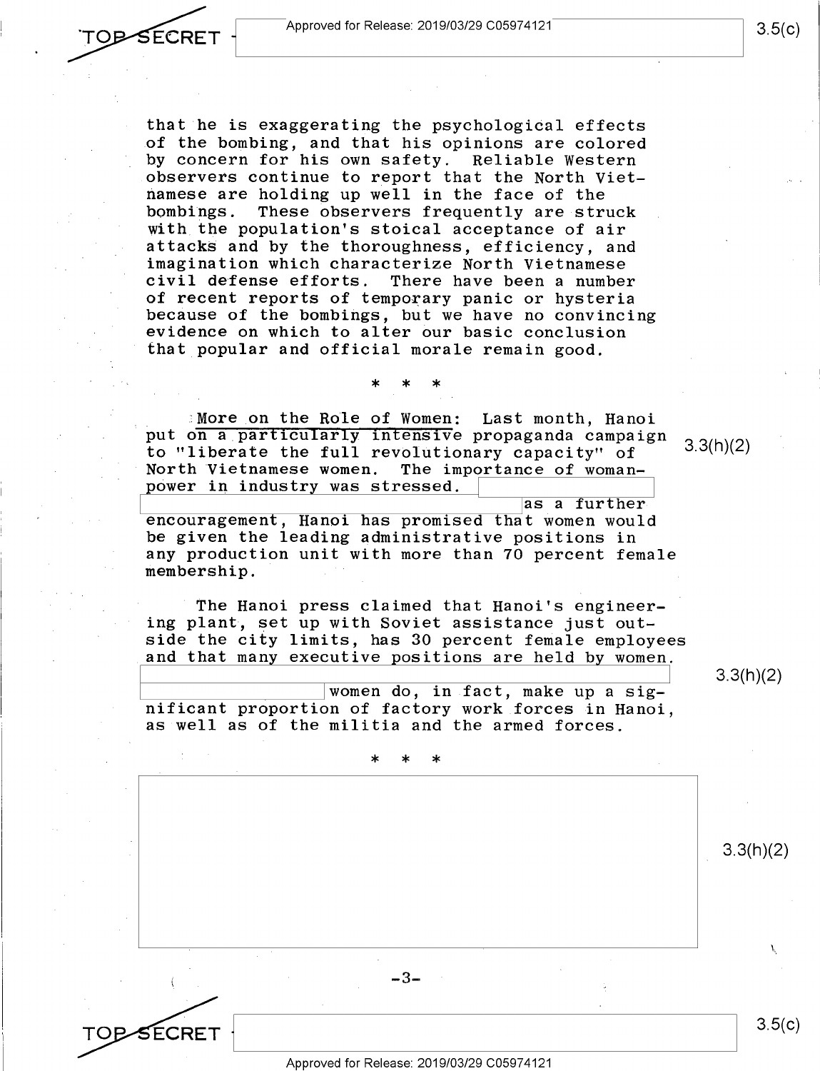that he is exaggerating the psychological effects of the bombing, and that his opinions are colored by concern for his own safety. Reliable Western observers continue to report that the North Vietnamese are holding up well in the face of the bombings. These observers frequently are struck with the population's stoical acceptance of air attacks and by the thoroughness, efficiency, and imagination which characterize North Vietnamese civil defense efforts. There have been a number of recent reports of temporary panic or hysteria because of the bombings, but we have no convincing evidence on which to alter our basic conclusion that popular and official morale remain good.

\* \* \*

<u>More on the Role of Women</u>: Last month, Hanoi put on a particularly intensive propaganda campaign to "liberate the full revolutionary capacity" of North Vietnamese women. The importance of womanpower in industry was stressed. [redacted] as a further encouragement, Hanoi has promised that women would be given the leading administrative positions in any production unit with more than 70 percent female membership.

3.3(h)(2)

The Hanoi press claimed that Hanoi's engineering plant, set up with Soviet assistance just outside the city limits, has 30 percent female employees and that many executive positions are held by women. [redacted] women do, in fact, make up a significant proportion of factory work forces in Hanoi, as well as of the militia and the armed forces.

3.3(h)(2)

\* \* \*

[redacted]

3.3(h)(2)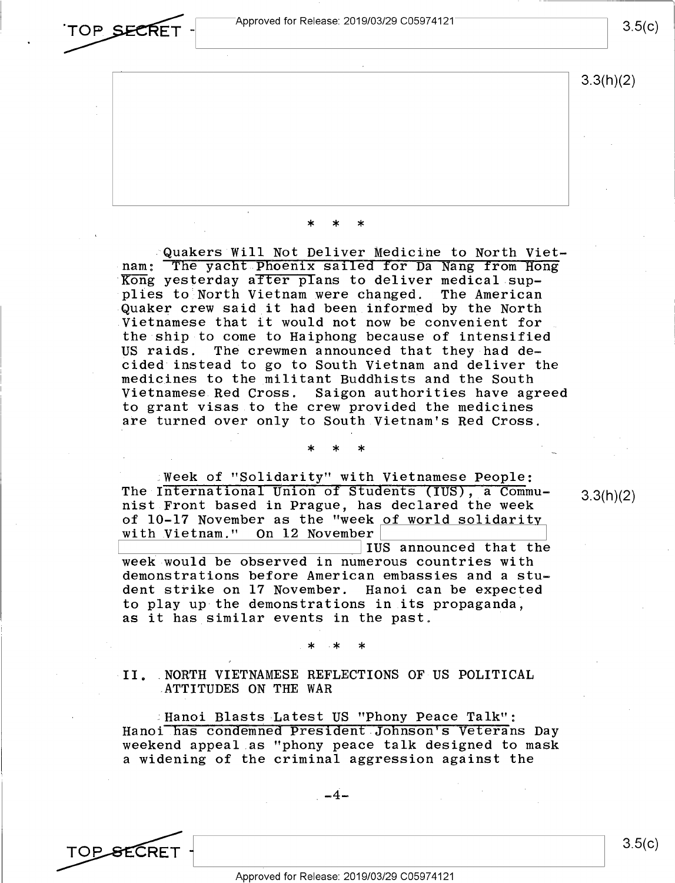* * *

Quakers Will Not Deliver Medicine to North Vietnam: The yacht Phoenix sailed for Da Nang from Hong Kong yesterday after plans to deliver medical supplies to North Vietnam were changed. The American Quaker crew said it had been informed by the North Vietnamese that it would not now be convenient for the ship to come to Haiphong because of intensified US raids. The crewmen announced that they had decided instead to go to South Vietnam and deliver the medicines to the militant Buddhists and the South Vietnamese Red Cross. Saigon authorities have agreed to grant visas to the crew provided the medicines are turned over only to South Vietnam's Red Cross.

* * *

Week of "Solidarity" with Vietnamese People: The International Union of Students (IUS), a Communist Front based in Prague, has declared the week of 10-17 November as the "week of world solidarity with Vietnam." On 12 November [redacted] IUS announced that the week would be observed in numerous countries with demonstrations before American embassies and a student strike on 17 November. Hanoi can be expected to play up the demonstrations in its propaganda, as it has similar events in the past.

* * *

## II. NORTH VIETNAMESE REFLECTIONS OF US POLITICAL ATTITUDES ON THE WAR

Hanoi Blasts Latest US "Phony Peace Talk": Hanoi has condemned President Johnson's Veterans Day weekend appeal as "phony peace talk designed to mask a widening of the criminal aggression against the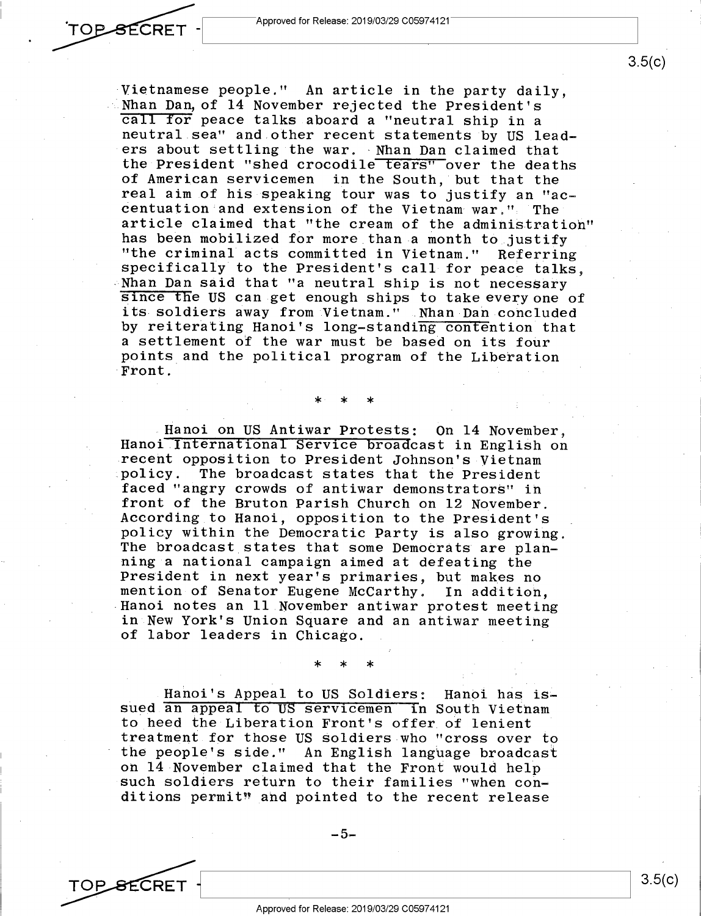Vietnamese people." An article in the party daily, Nhan Dan, of 14 November rejected the President's call for peace talks aboard a "neutral ship in a neutral sea" and other recent statements by US leaders about settling the war. Nhan Dan claimed that the President "shed crocodile tears" over the deaths of American servicemen in the South, but that the real aim of his speaking tour was to justify an "accentuation and extension of the Vietnam war." The article claimed that "the cream of the administration" has been mobilized for more than a month to justify "the criminal acts committed in Vietnam." Referring specifically to the President's call for peace talks, Nhan Dan said that "a neutral ship is not necessary since the US can get enough ships to take every one of its soldiers away from Vietnam." Nhan Dan concluded by reiterating Hanoi's long-standing contention that a settlement of the war must be based on its four points and the political program of the Liberation Front.

\* \* \*

Hanoi on US Antiwar Protests: On 14 November, Hanoi International Service broadcast in English on recent opposition to President Johnson's Vietnam policy. The broadcast states that the President faced "angry crowds of antiwar demonstrators" in front of the Bruton Parish Church on 12 November. According to Hanoi, opposition to the President's policy within the Democratic Party is also growing. The broadcast states that some Democrats are planning a national campaign aimed at defeating the President in next year's primaries, but makes no mention of Senator Eugene McCarthy. In addition, Hanoi notes an 11 November antiwar protest meeting in New York's Union Square and an antiwar meeting of labor leaders in Chicago.

\* \* \*

Hanoi's Appeal to US Soldiers: Hanoi has issued an appeal to US servicemen in South Vietnam to heed the Liberation Front's offer of lenient treatment for those US soldiers who "cross over to the people's side." An English language broadcast on 14 November claimed that the Front would help such soldiers return to their families "when conditions permit" and pointed to the recent release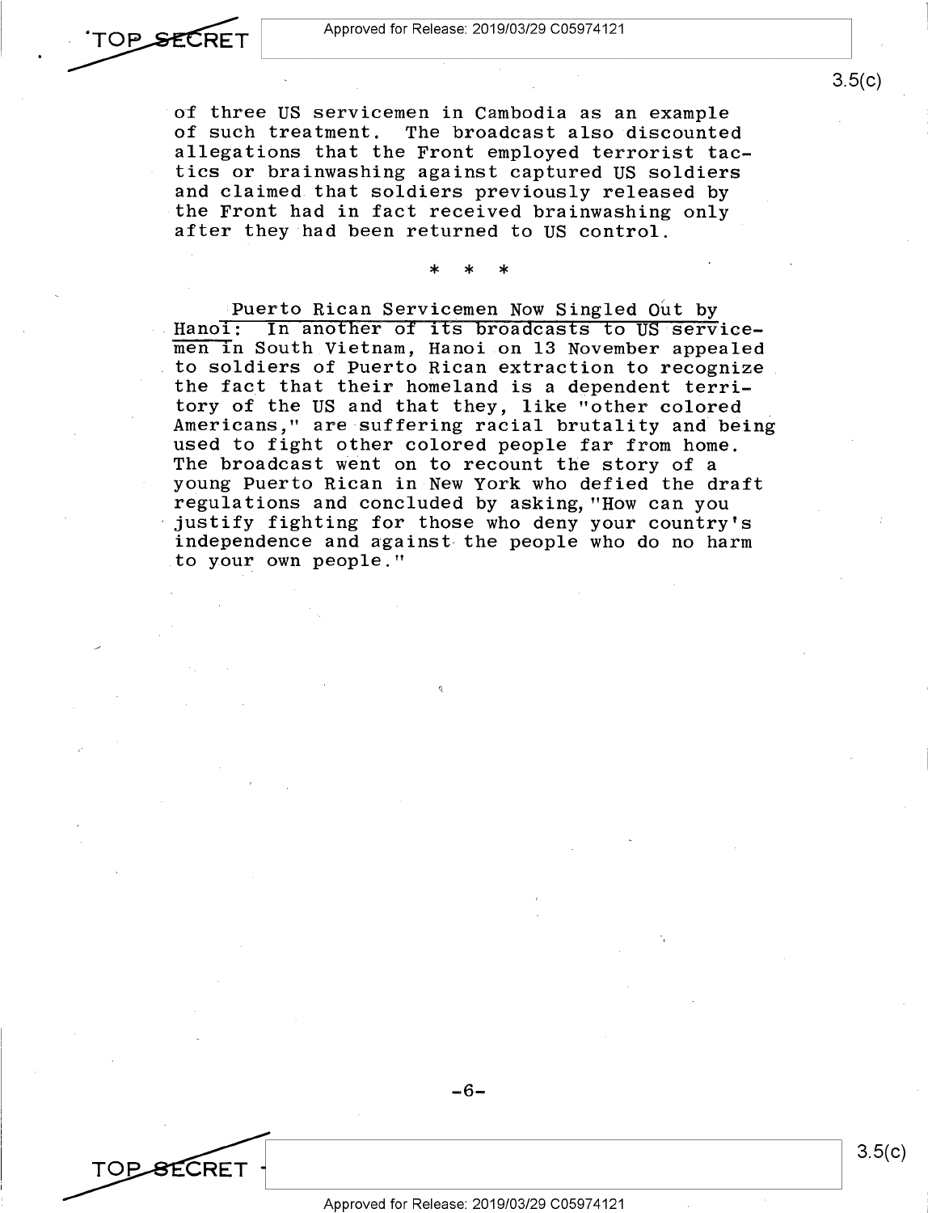of three US servicemen in Cambodia as an example of such treatment. The broadcast also discounted allegations that the Front employed terrorist tactics or brainwashing against captured US soldiers and claimed that soldiers previously released by the Front had in fact received brainwashing only after they had been returned to US control.

\* \* \*

Puerto Rican Servicemen Now Singled Out by Hanoi: In another of its broadcasts to US servicemen in South Vietnam, Hanoi on 13 November appealed to soldiers of Puerto Rican extraction to recognize the fact that their homeland is a dependent territory of the US and that they, like "other colored Americans," are suffering racial brutality and being used to fight other colored people far from home. The broadcast went on to recount the story of a young Puerto Rican in New York who defied the draft regulations and concluded by asking, "How can you justify fighting for those who deny your country's independence and against the people who do no harm to your own people."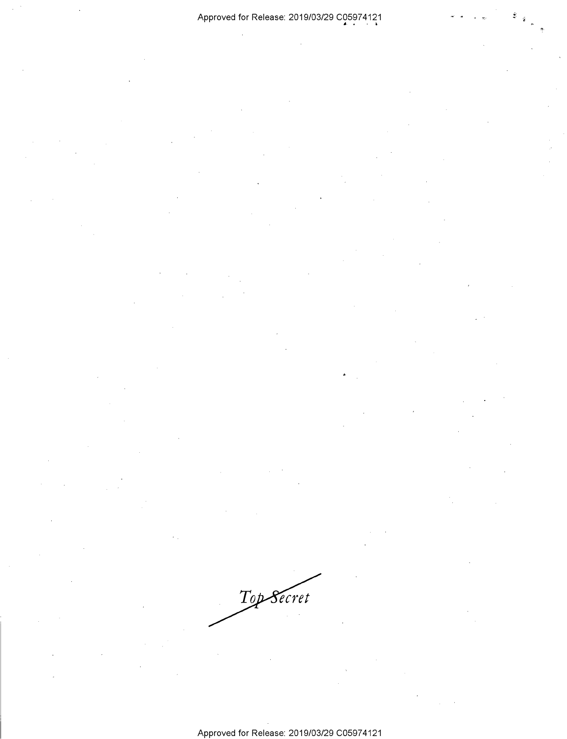*Top Secret*